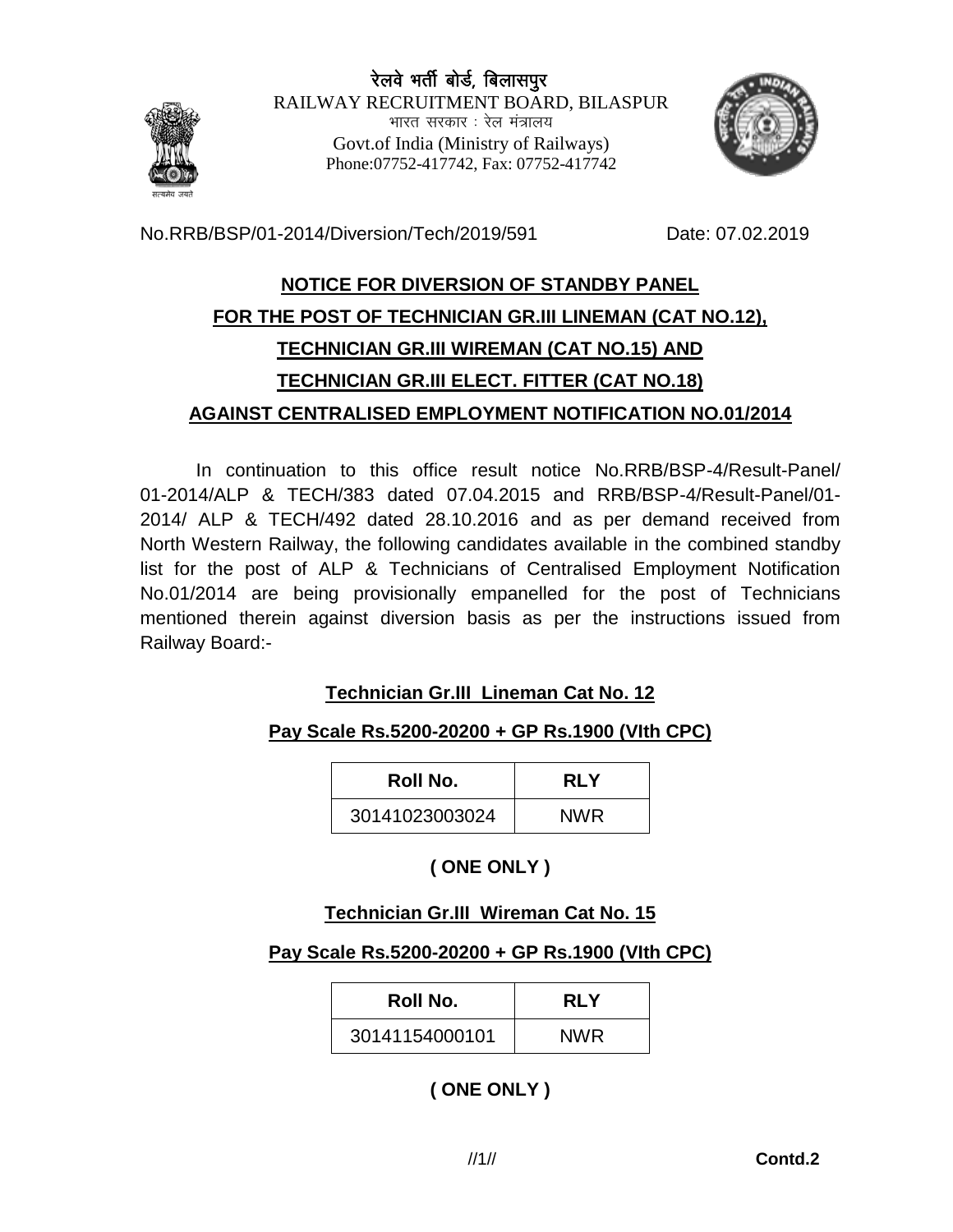रेलवे भर्ती बोर्ड, बिलासपुर

RAILWAY RECRUITMENT BOARD, BILASPUR

भारत सरकार : रेल मंत्रालय

Govt.of India (Ministry of Railways)

Phone:07752-417742, Fax: 07752-417742

No.RRB/BSP/01-2014/Diversion/Tech/2019/591 Date: 07.02.2019

## NOTICE FOR DIVERSION OF STANDBY PANEL FOR THE POST OF TECHNICIAN GR.III LINEMAN (CAT NO.12), TECHNICIAN GR.III WIREMAN (CAT NO.15) AND TECHNICIAN GR.III ELECT. FITTER (CAT NO.18) AGAINST CENTRALISED EMPLOYMENT NOTIFICATION NO.01/2014

In continuation to this office result notice No.RRB/BSP-4/Result-Panel/01-2014/ALP & TECH/383 dated 07.04.2015 and RRB/BSP-4/Result-Panel/01-2014/ ALP & TECH/492 dated 28.10.2016 and as per demand received from North Western Railway, the following candidates available in the combined standby list for the post of ALP & Technicians of Centralised Employment Notification No.01/2014 are being provisionally empanelled for the post of Technicians mentioned therein against diversion basis as per the instructions issued from Railway Board:-

### Technician Gr.III Lineman Cat No. 12

**Pay Scale Rs.5200-20200 + GP Rs.1900 (VIth CPC)**

| Roll No. | RLY |
|---|---|
| 30141023003024 | NWR |

**( ONE ONLY )**

### Technician Gr.III Wireman Cat No. 15

**Pay Scale Rs.5200-20200 + GP Rs.1900 (VIth CPC)**

| Roll No. | RLY |
|---|---|
| 30141154000101 | NWR |

**( ONE ONLY )**

**Contd.2**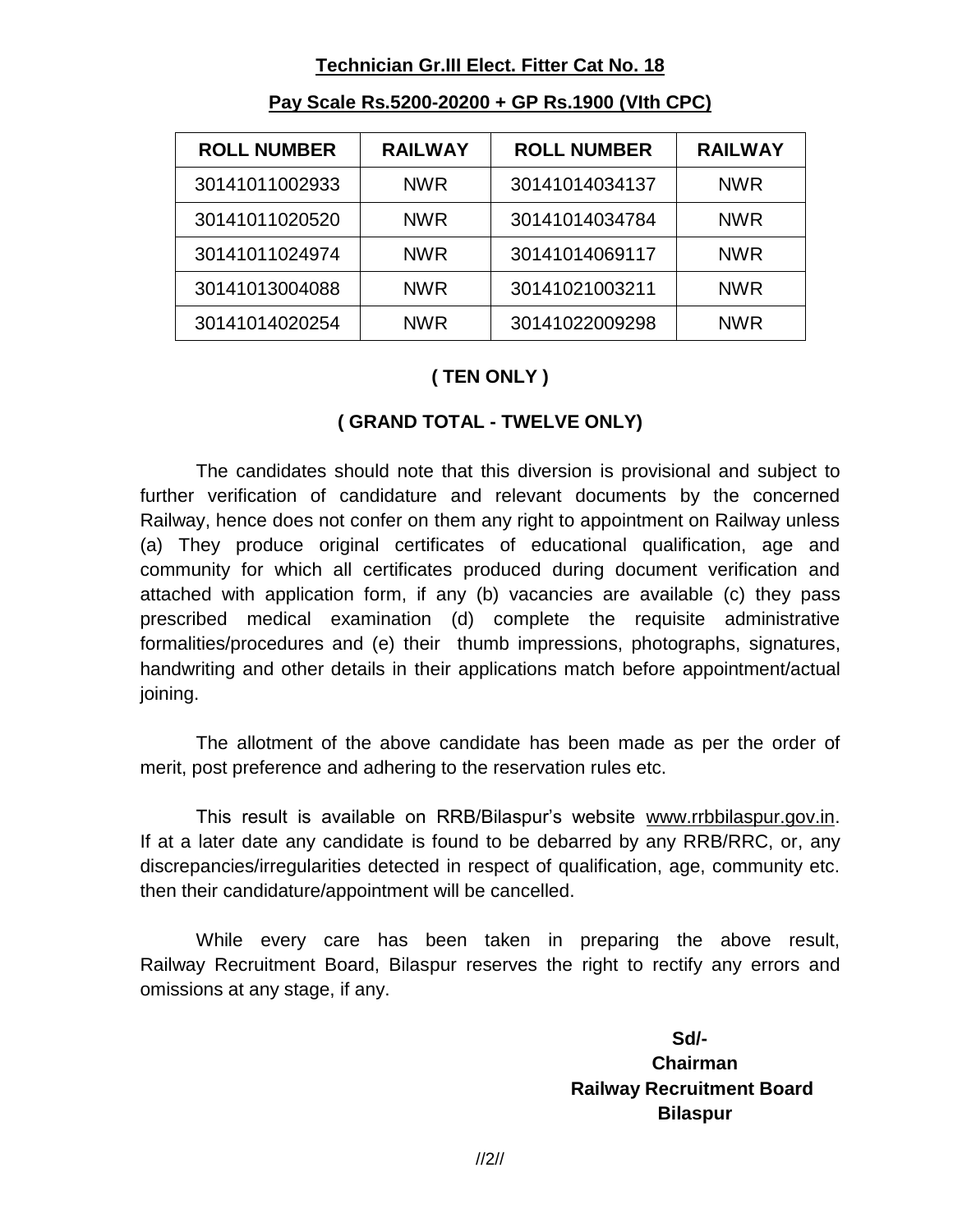**Technician Gr.III Elect. Fitter Cat No. 18**

**Pay Scale Rs.5200-20200 + GP Rs.1900 (VIth CPC)**

| ROLL NUMBER | RAILWAY | ROLL NUMBER | RAILWAY |
|---|---|---|---|
| 30141011002933 | NWR | 30141014034137 | NWR |
| 30141011020520 | NWR | 30141014034784 | NWR |
| 30141011024974 | NWR | 30141014069117 | NWR |
| 30141013004088 | NWR | 30141021003211 | NWR |
| 30141014020254 | NWR | 30141022009298 | NWR |

**( TEN ONLY )**

**( GRAND TOTAL - TWELVE ONLY)**

The candidates should note that this diversion is provisional and subject to further verification of candidature and relevant documents by the concerned Railway, hence does not confer on them any right to appointment on Railway unless (a) They produce original certificates of educational qualification, age and community for which all certificates produced during document verification and attached with application form, if any (b) vacancies are available (c) they pass prescribed medical examination (d) complete the requisite administrative formalities/procedures and (e) their thumb impressions, photographs, signatures, handwriting and other details in their applications match before appointment/actual joining.

The allotment of the above candidate has been made as per the order of merit, post preference and adhering to the reservation rules etc.

This result is available on RRB/Bilaspur's website www.rrbbilaspur.gov.in. If at a later date any candidate is found to be debarred by any RRB/RRC, or, any discrepancies/irregularities detected in respect of qualification, age, community etc. then their candidature/appointment will be cancelled.

While every care has been taken in preparing the above result, Railway Recruitment Board, Bilaspur reserves the right to rectify any errors and omissions at any stage, if any.

**Sd/-**
**Chairman**
**Railway Recruitment Board**
**Bilaspur**

//2//